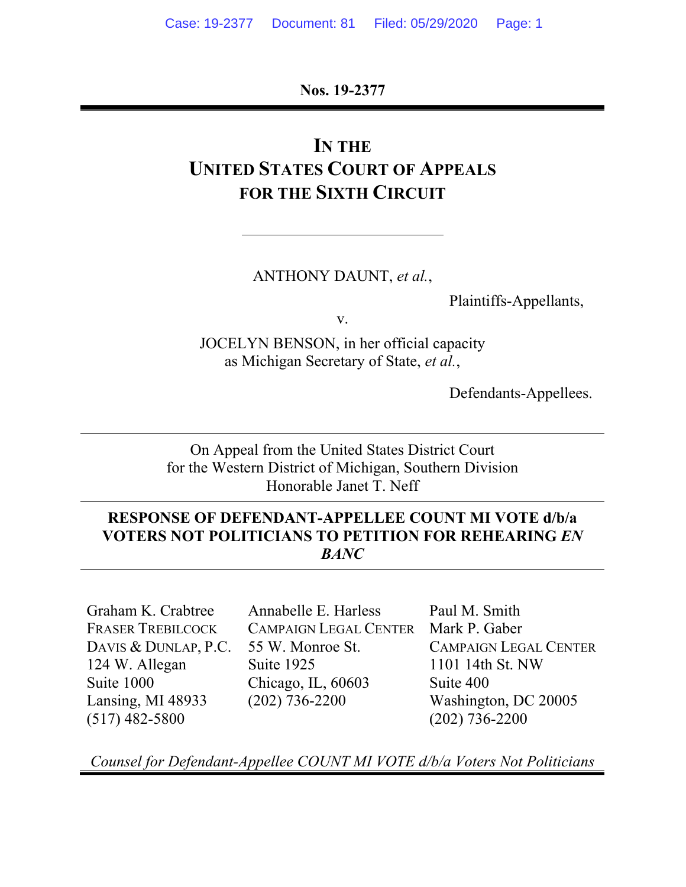**Nos. 19-2377**

---

# IN THE UNITED STATES COURT OF APPEALS FOR THE SIXTH CIRCUIT

---

ANTHONY DAUNT, *et al.*,

Plaintiffs-Appellants,

v.

JOCELYN BENSON, in her official capacity as Michigan Secretary of State, *et al.*,

Defendants-Appellees.

---

On Appeal from the United States District Court for the Western District of Michigan, Southern Division
Honorable Janet T. Neff

---

**RESPONSE OF DEFENDANT-APPELLEE COUNT MI VOTE d/b/a VOTERS NOT POLITICIANS TO PETITION FOR REHEARING *EN BANC***

---

Graham K. Crabtree
FRASER TREBILCOCK DAVIS & DUNLAP, P.C.
124 W. Allegan
Suite 1000
Lansing, MI 48933
(517) 482-5800

Annabelle E. Harless
CAMPAIGN LEGAL CENTER
55 W. Monroe St.
Suite 1925
Chicago, IL, 60603
(202) 736-2200

Paul M. Smith
Mark P. Gaber
CAMPAIGN LEGAL CENTER
1101 14th St. NW
Suite 400
Washington, DC 20005
(202) 736-2200

*Counsel for Defendant-Appellee COUNT MI VOTE d/b/a Voters Not Politicians*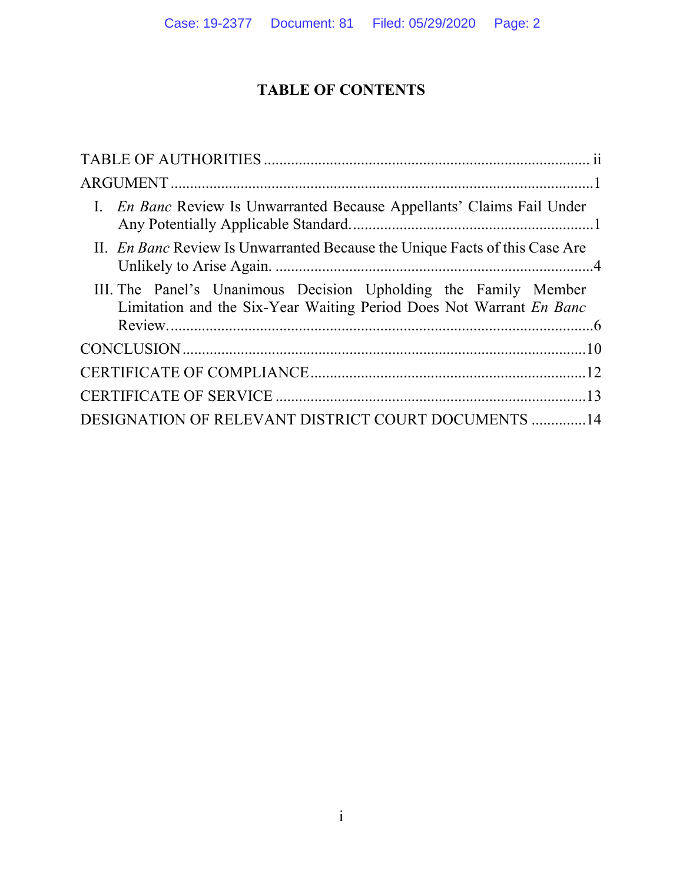# TABLE OF CONTENTS

TABLE OF AUTHORITIES ..................................................................................... ii

ARGUMENT ............................................................................................................. 1

I. *En Banc* Review Is Unwarranted Because Appellants' Claims Fail Under Any Potentially Applicable Standard. ............................................................ 1

II. *En Banc* Review Is Unwarranted Because the Unique Facts of this Case Are Unlikely to Arise Again. ................................................................................ 4

III. The Panel's Unanimous Decision Upholding the Family Member Limitation and the Six-Year Waiting Period Does Not Warrant *En Banc* Review. ............................................................................................................ 6

CONCLUSION ........................................................................................................ 10

CERTIFICATE OF COMPLIANCE ....................................................................... 12

CERTIFICATE OF SERVICE ................................................................................ 13

DESIGNATION OF RELEVANT DISTRICT COURT DOCUMENTS .............. 14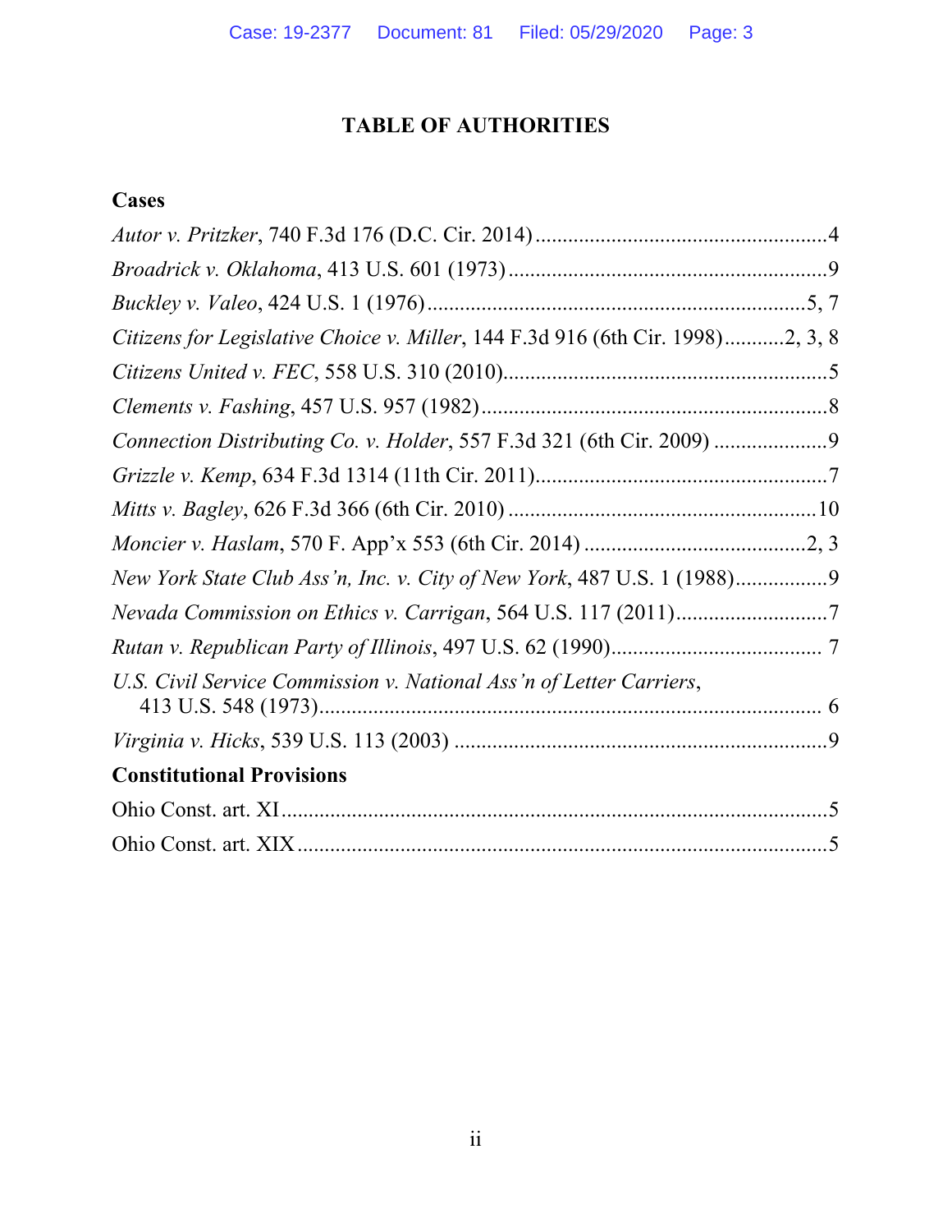# TABLE OF AUTHORITIES

## Cases

*Autor v. Pritzker*, 740 F.3d 176 (D.C. Cir. 2014) ........................................................ 4

*Broadrick v. Oklahoma*, 413 U.S. 601 (1973) ................................................................ 9

*Buckley v. Valeo*, 424 U.S. 1 (1976) .............................................................................. 5, 7

*Citizens for Legislative Choice v. Miller*, 144 F.3d 916 (6th Cir. 1998) ........... 2, 3, 8

*Citizens United v. FEC*, 558 U.S. 310 (2010) ................................................................. 5

*Clements v. Fashing*, 457 U.S. 957 (1982) ..................................................................... 8

*Connection Distributing Co. v. Holder*, 557 F.3d 321 (6th Cir. 2009) ......................... 9

*Grizzle v. Kemp*, 634 F.3d 1314 (11th Cir. 2011) ........................................................... 7

*Mitts v. Bagley*, 626 F.3d 366 (6th Cir. 2010) .............................................................. 10

*Moncier v. Haslam*, 570 F. App'x 553 (6th Cir. 2014) .......................................... 2, 3

*New York State Club Ass'n, Inc. v. City of New York*, 487 U.S. 1 (1988) .................. 9

*Nevada Commission on Ethics v. Carrigan*, 564 U.S. 117 (2011) ............................ 7

*Rutan v. Republican Party of Illinois*, 497 U.S. 62 (1990) ....................................... 7

*U.S. Civil Service Commission v. National Ass'n of Letter Carriers*, 413 U.S. 548 (1973) ........................................................................................... 6

*Virginia v. Hicks*, 539 U.S. 113 (2003) ........................................................................ 9

## Constitutional Provisions

Ohio Const. art. XI ............................................................................................................ 5

Ohio Const. art. XIX .......................................................................................................... 5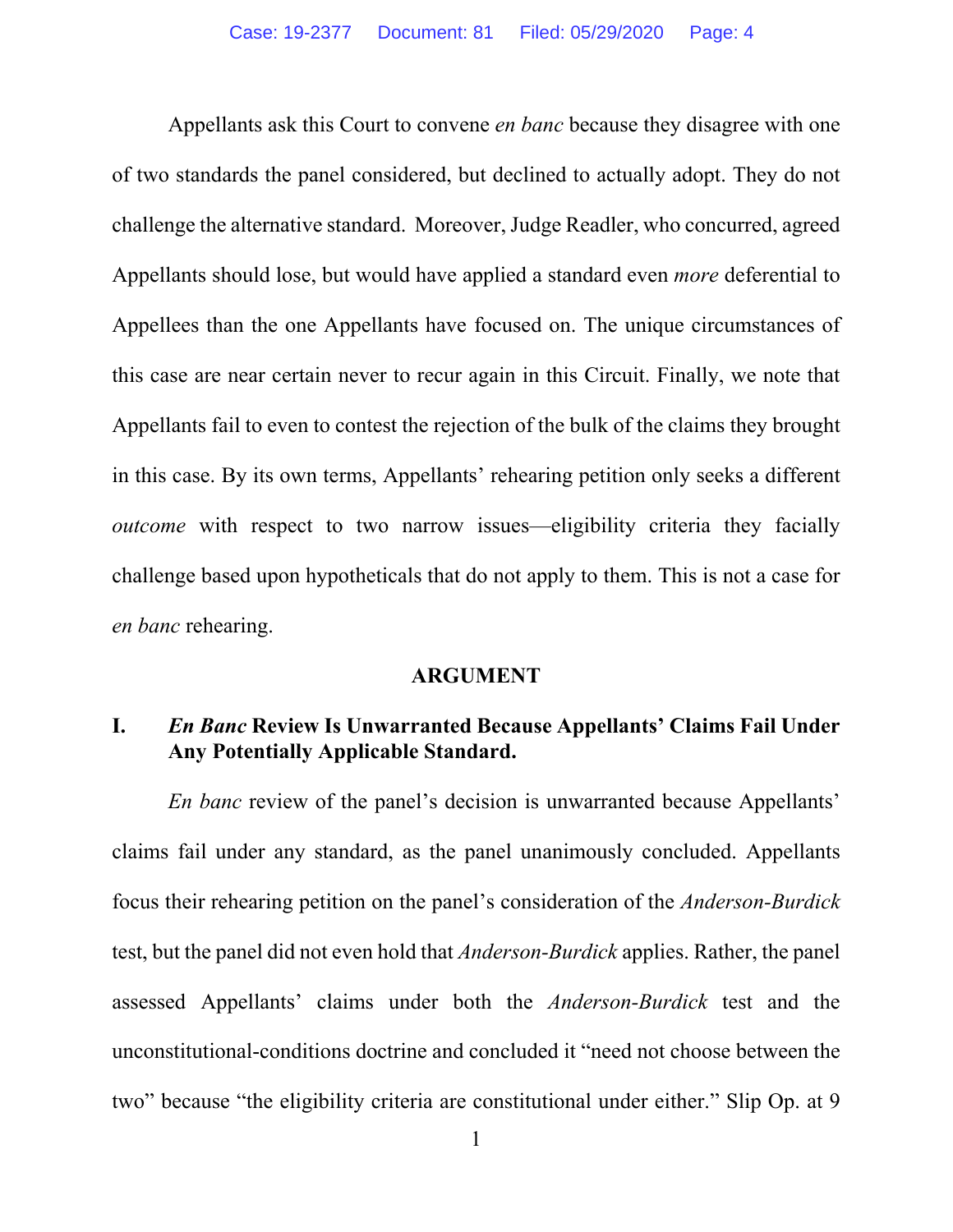Appellants ask this Court to convene *en banc* because they disagree with one of two standards the panel considered, but declined to actually adopt. They do not challenge the alternative standard. Moreover, Judge Readler, who concurred, agreed Appellants should lose, but would have applied a standard even *more* deferential to Appellees than the one Appellants have focused on. The unique circumstances of this case are near certain never to recur again in this Circuit. Finally, we note that Appellants fail to even to contest the rejection of the bulk of the claims they brought in this case. By its own terms, Appellants' rehearing petition only seeks a different *outcome* with respect to two narrow issues—eligibility criteria they facially challenge based upon hypotheticals that do not apply to them. This is not a case for *en banc* rehearing.

## ARGUMENT

### I. *En Banc* Review Is Unwarranted Because Appellants' Claims Fail Under Any Potentially Applicable Standard.

*En banc* review of the panel's decision is unwarranted because Appellants' claims fail under any standard, as the panel unanimously concluded. Appellants focus their rehearing petition on the panel's consideration of the *Anderson-Burdick* test, but the panel did not even hold that *Anderson-Burdick* applies. Rather, the panel assessed Appellants' claims under both the *Anderson-Burdick* test and the unconstitutional-conditions doctrine and concluded it "need not choose between the two" because "the eligibility criteria are constitutional under either." Slip Op. at 9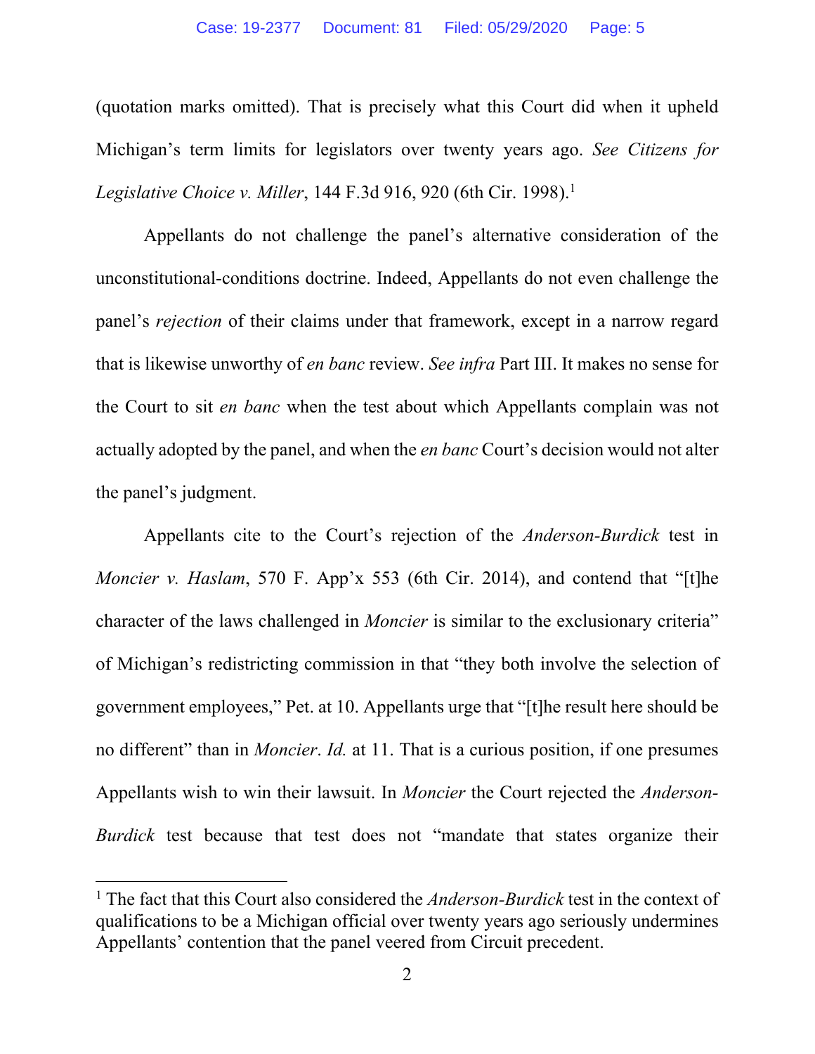(quotation marks omitted). That is precisely what this Court did when it upheld Michigan's term limits for legislators over twenty years ago. *See Citizens for Legislative Choice v. Miller*, 144 F.3d 916, 920 (6th Cir. 1998).[1]

Appellants do not challenge the panel's alternative consideration of the unconstitutional-conditions doctrine. Indeed, Appellants do not even challenge the panel's *rejection* of their claims under that framework, except in a narrow regard that is likewise unworthy of *en banc* review. *See infra* Part III. It makes no sense for the Court to sit *en banc* when the test about which Appellants complain was not actually adopted by the panel, and when the *en banc* Court's decision would not alter the panel's judgment.

Appellants cite to the Court's rejection of the *Anderson-Burdick* test in *Moncier v. Haslam*, 570 F. App'x 553 (6th Cir. 2014), and contend that "[t]he character of the laws challenged in *Moncier* is similar to the exclusionary criteria" of Michigan's redistricting commission in that "they both involve the selection of government employees," Pet. at 10. Appellants urge that "[t]he result here should be no different" than in *Moncier*. *Id.* at 11. That is a curious position, if one presumes Appellants wish to win their lawsuit. In *Moncier* the Court rejected the *Anderson-Burdick* test because that test does not "mandate that states organize their

---

[1] The fact that this Court also considered the *Anderson-Burdick* test in the context of qualifications to be a Michigan official over twenty years ago seriously undermines Appellants' contention that the panel veered from Circuit precedent.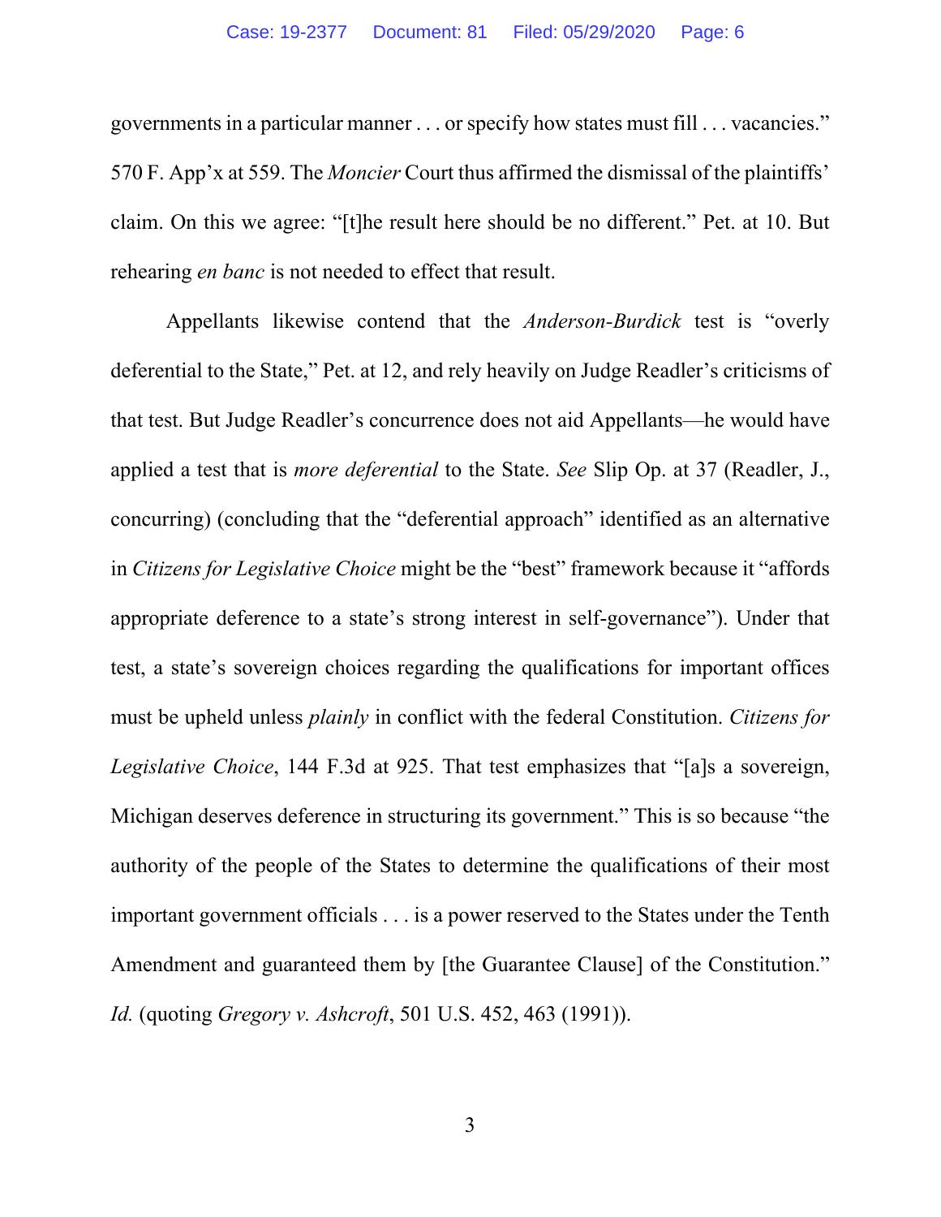governments in a particular manner . . . or specify how states must fill . . . vacancies." 570 F. App'x at 559. The *Moncier* Court thus affirmed the dismissal of the plaintiffs' claim. On this we agree: "[t]he result here should be no different." Pet. at 10. But rehearing *en banc* is not needed to effect that result.

Appellants likewise contend that the *Anderson-Burdick* test is "overly deferential to the State," Pet. at 12, and rely heavily on Judge Readler's criticisms of that test. But Judge Readler's concurrence does not aid Appellants—he would have applied a test that is *more deferential* to the State. *See* Slip Op. at 37 (Readler, J., concurring) (concluding that the "deferential approach" identified as an alternative in *Citizens for Legislative Choice* might be the "best" framework because it "affords appropriate deference to a state's strong interest in self-governance"). Under that test, a state's sovereign choices regarding the qualifications for important offices must be upheld unless *plainly* in conflict with the federal Constitution. *Citizens for Legislative Choice*, 144 F.3d at 925. That test emphasizes that "[a]s a sovereign, Michigan deserves deference in structuring its government." This is so because "the authority of the people of the States to determine the qualifications of their most important government officials . . . is a power reserved to the States under the Tenth Amendment and guaranteed them by [the Guarantee Clause] of the Constitution." *Id.* (quoting *Gregory v. Ashcroft*, 501 U.S. 452, 463 (1991)).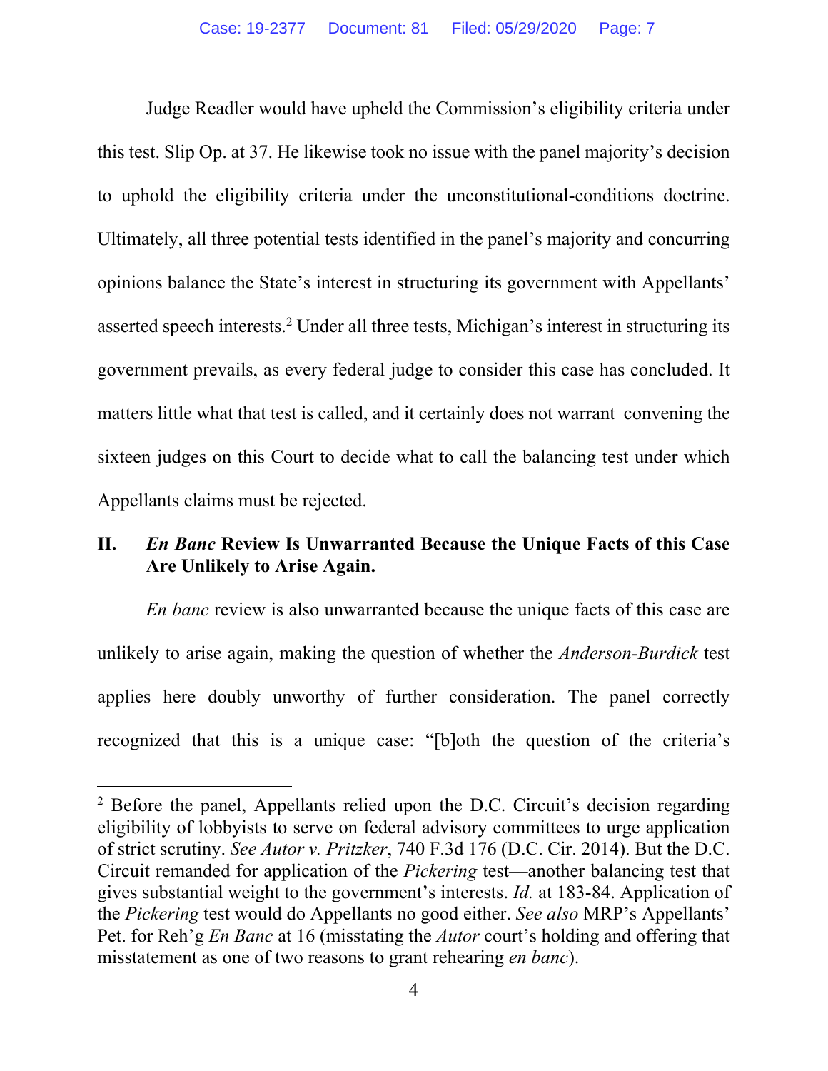Judge Readler would have upheld the Commission's eligibility criteria under this test. Slip Op. at 37. He likewise took no issue with the panel majority's decision to uphold the eligibility criteria under the unconstitutional-conditions doctrine. Ultimately, all three potential tests identified in the panel's majority and concurring opinions balance the State's interest in structuring its government with Appellants' asserted speech interests.[2] Under all three tests, Michigan's interest in structuring its government prevails, as every federal judge to consider this case has concluded. It matters little what that test is called, and it certainly does not warrant convening the sixteen judges on this Court to decide what to call the balancing test under which Appellants claims must be rejected.

## II. *En Banc* Review Is Unwarranted Because the Unique Facts of this Case Are Unlikely to Arise Again.

*En banc* review is also unwarranted because the unique facts of this case are unlikely to arise again, making the question of whether the *Anderson-Burdick* test applies here doubly unworthy of further consideration. The panel correctly recognized that this is a unique case: "[b]oth the question of the criteria's

---

[2] Before the panel, Appellants relied upon the D.C. Circuit's decision regarding eligibility of lobbyists to serve on federal advisory committees to urge application of strict scrutiny. *See Autor v. Pritzker*, 740 F.3d 176 (D.C. Cir. 2014). But the D.C. Circuit remanded for application of the *Pickering* test—another balancing test that gives substantial weight to the government's interests. *Id.* at 183-84. Application of the *Pickering* test would do Appellants no good either. *See also* MRP's Appellants' Pet. for Reh'g *En Banc* at 16 (misstating the *Autor* court's holding and offering that misstatement as one of two reasons to grant rehearing *en banc*).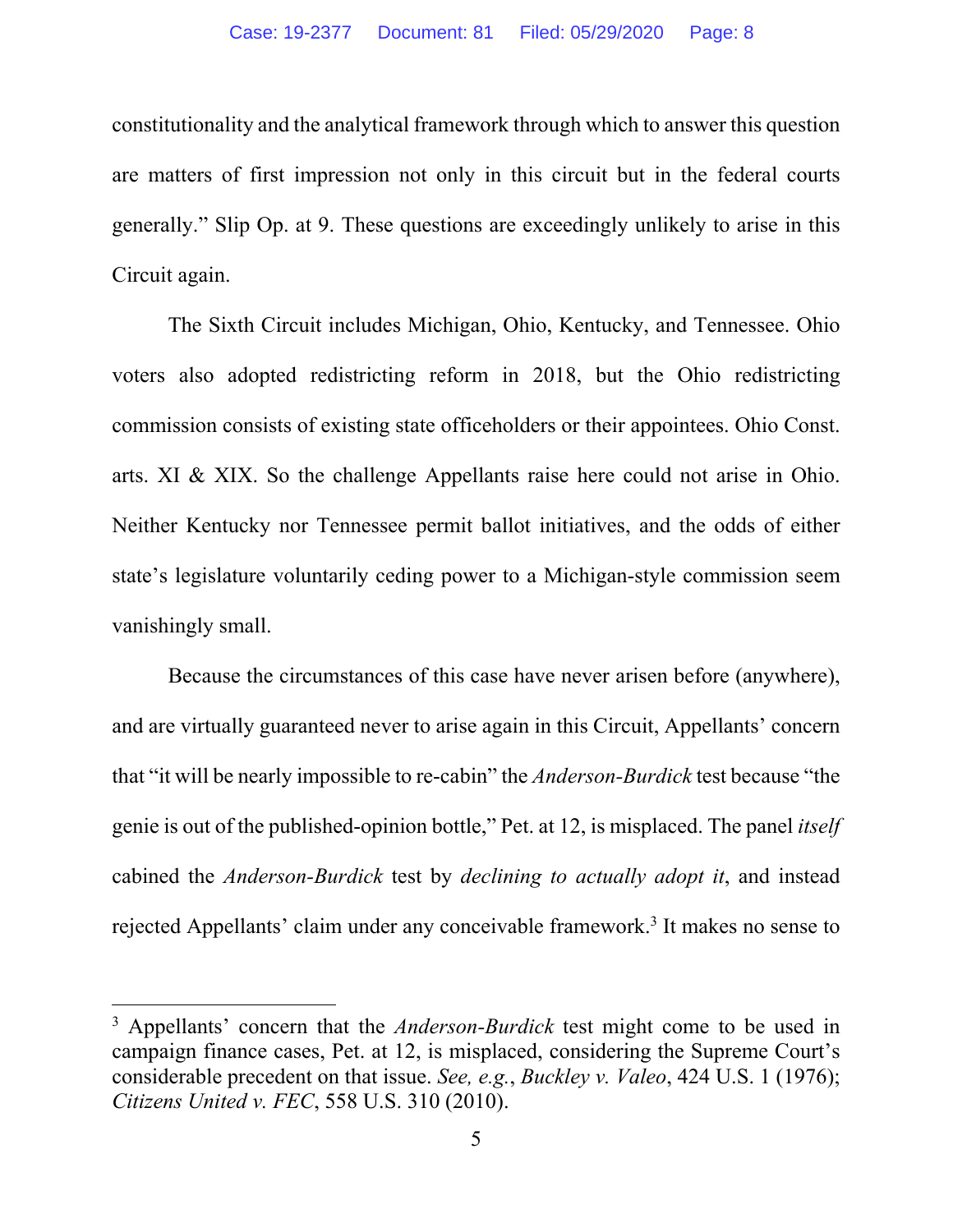constitutionality and the analytical framework through which to answer this question are matters of first impression not only in this circuit but in the federal courts generally." Slip Op. at 9. These questions are exceedingly unlikely to arise in this Circuit again.

The Sixth Circuit includes Michigan, Ohio, Kentucky, and Tennessee. Ohio voters also adopted redistricting reform in 2018, but the Ohio redistricting commission consists of existing state officeholders or their appointees. Ohio Const. arts. XI & XIX. So the challenge Appellants raise here could not arise in Ohio. Neither Kentucky nor Tennessee permit ballot initiatives, and the odds of either state's legislature voluntarily ceding power to a Michigan-style commission seem vanishingly small.

Because the circumstances of this case have never arisen before (anywhere), and are virtually guaranteed never to arise again in this Circuit, Appellants' concern that "it will be nearly impossible to re-cabin" the *Anderson-Burdick* test because "the genie is out of the published-opinion bottle," Pet. at 12, is misplaced. The panel *itself* cabined the *Anderson-Burdick* test by *declining to actually adopt it*, and instead rejected Appellants' claim under any conceivable framework.[3] It makes no sense to

[3] Appellants' concern that the *Anderson-Burdick* test might come to be used in campaign finance cases, Pet. at 12, is misplaced, considering the Supreme Court's considerable precedent on that issue. *See, e.g.*, *Buckley v. Valeo*, 424 U.S. 1 (1976); *Citizens United v. FEC*, 558 U.S. 310 (2010).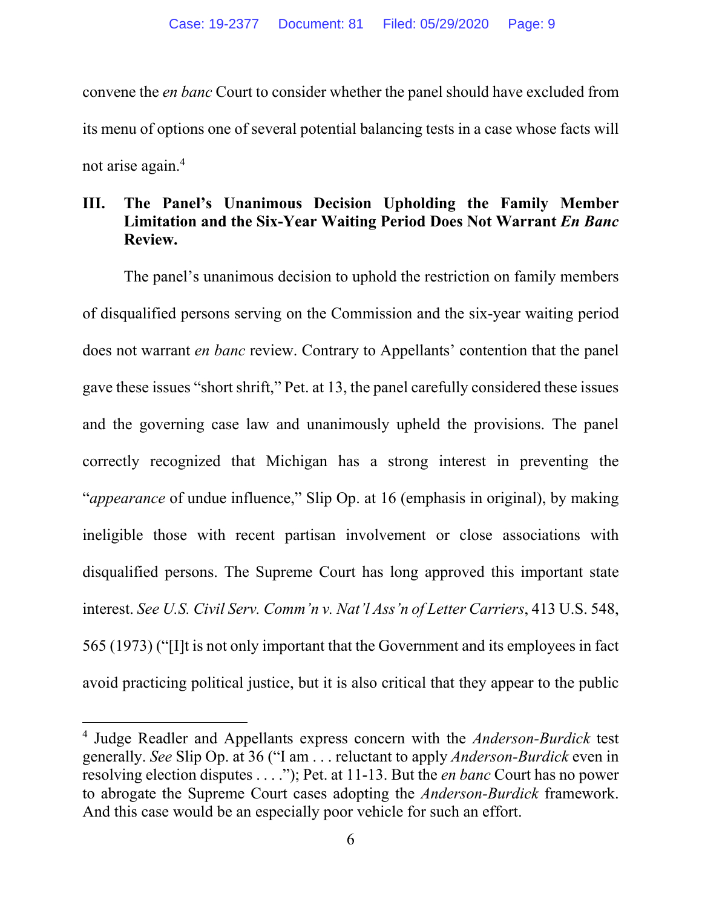convene the *en banc* Court to consider whether the panel should have excluded from its menu of options one of several potential balancing tests in a case whose facts will not arise again.[4]

## III. The Panel's Unanimous Decision Upholding the Family Member Limitation and the Six-Year Waiting Period Does Not Warrant *En Banc* Review.

The panel's unanimous decision to uphold the restriction on family members of disqualified persons serving on the Commission and the six-year waiting period does not warrant *en banc* review. Contrary to Appellants' contention that the panel gave these issues "short shrift," Pet. at 13, the panel carefully considered these issues and the governing case law and unanimously upheld the provisions. The panel correctly recognized that Michigan has a strong interest in preventing the "*appearance* of undue influence," Slip Op. at 16 (emphasis in original), by making ineligible those with recent partisan involvement or close associations with disqualified persons. The Supreme Court has long approved this important state interest. *See U.S. Civil Serv. Comm'n v. Nat'l Ass'n of Letter Carriers*, 413 U.S. 548, 565 (1973) ("[I]t is not only important that the Government and its employees in fact avoid practicing political justice, but it is also critical that they appear to the public

---

[4] Judge Readler and Appellants express concern with the *Anderson-Burdick* test generally. *See* Slip Op. at 36 ("I am . . . reluctant to apply *Anderson-Burdick* even in resolving election disputes . . . ."); Pet. at 11-13. But the *en banc* Court has no power to abrogate the Supreme Court cases adopting the *Anderson-Burdick* framework. And this case would be an especially poor vehicle for such an effort.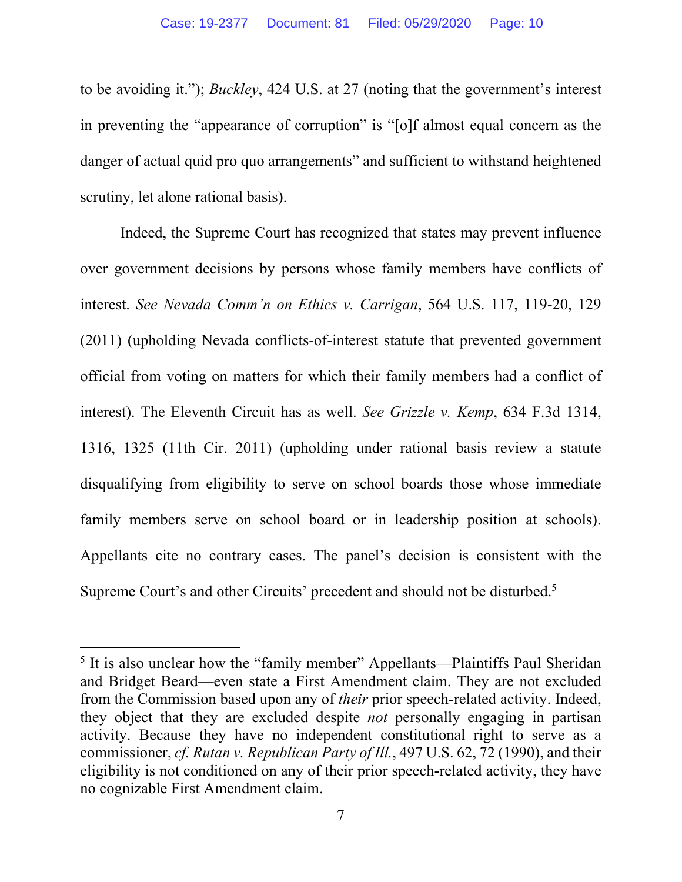to be avoiding it."); *Buckley*, 424 U.S. at 27 (noting that the government's interest in preventing the "appearance of corruption" is "[o]f almost equal concern as the danger of actual quid pro quo arrangements" and sufficient to withstand heightened scrutiny, let alone rational basis).

Indeed, the Supreme Court has recognized that states may prevent influence over government decisions by persons whose family members have conflicts of interest. *See Nevada Comm'n on Ethics v. Carrigan*, 564 U.S. 117, 119-20, 129 (2011) (upholding Nevada conflicts-of-interest statute that prevented government official from voting on matters for which their family members had a conflict of interest). The Eleventh Circuit has as well. *See Grizzle v. Kemp*, 634 F.3d 1314, 1316, 1325 (11th Cir. 2011) (upholding under rational basis review a statute disqualifying from eligibility to serve on school boards those whose immediate family members serve on school board or in leadership position at schools). Appellants cite no contrary cases. The panel's decision is consistent with the Supreme Court's and other Circuits' precedent and should not be disturbed.[5]

---

[5] It is also unclear how the "family member" Appellants—Plaintiffs Paul Sheridan and Bridget Beard—even state a First Amendment claim. They are not excluded from the Commission based upon any of *their* prior speech-related activity. Indeed, they object that they are excluded despite *not* personally engaging in partisan activity. Because they have no independent constitutional right to serve as a commissioner, *cf. Rutan v. Republican Party of Ill.*, 497 U.S. 62, 72 (1990), and their eligibility is not conditioned on any of their prior speech-related activity, they have no cognizable First Amendment claim.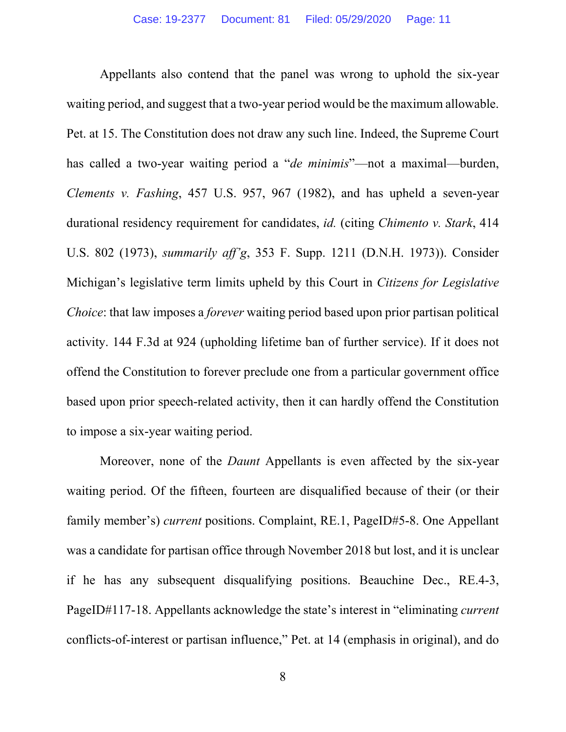Appellants also contend that the panel was wrong to uphold the six-year waiting period, and suggest that a two-year period would be the maximum allowable. Pet. at 15. The Constitution does not draw any such line. Indeed, the Supreme Court has called a two-year waiting period a "*de minimis*"—not a maximal—burden, *Clements v. Fashing*, 457 U.S. 957, 967 (1982), and has upheld a seven-year durational residency requirement for candidates, *id.* (citing *Chimento v. Stark*, 414 U.S. 802 (1973), *summarily aff'g*, 353 F. Supp. 1211 (D.N.H. 1973)). Consider Michigan's legislative term limits upheld by this Court in *Citizens for Legislative Choice*: that law imposes a *forever* waiting period based upon prior partisan political activity. 144 F.3d at 924 (upholding lifetime ban of further service). If it does not offend the Constitution to forever preclude one from a particular government office based upon prior speech-related activity, then it can hardly offend the Constitution to impose a six-year waiting period.

Moreover, none of the *Daunt* Appellants is even affected by the six-year waiting period. Of the fifteen, fourteen are disqualified because of their (or their family member's) *current* positions. Complaint, RE.1, PageID#5-8. One Appellant was a candidate for partisan office through November 2018 but lost, and it is unclear if he has any subsequent disqualifying positions. Beauchine Dec., RE.4-3, PageID#117-18. Appellants acknowledge the state's interest in "eliminating *current* conflicts-of-interest or partisan influence," Pet. at 14 (emphasis in original), and do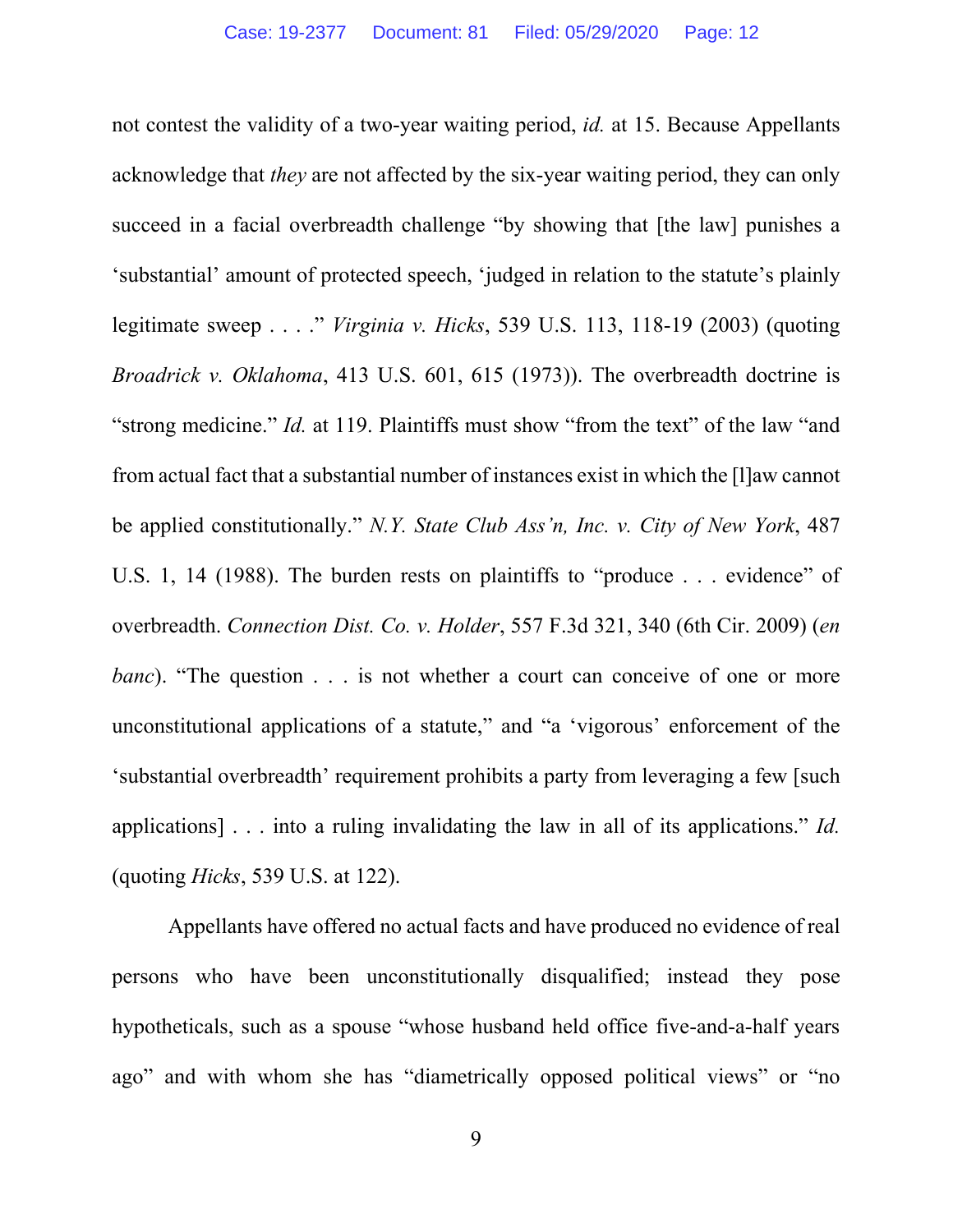not contest the validity of a two-year waiting period, *id.* at 15. Because Appellants acknowledge that *they* are not affected by the six-year waiting period, they can only succeed in a facial overbreadth challenge "by showing that [the law] punishes a 'substantial' amount of protected speech, 'judged in relation to the statute's plainly legitimate sweep . . . .'" *Virginia v. Hicks*, 539 U.S. 113, 118-19 (2003) (quoting *Broadrick v. Oklahoma*, 413 U.S. 601, 615 (1973)). The overbreadth doctrine is "strong medicine." *Id.* at 119. Plaintiffs must show "from the text" of the law "and from actual fact that a substantial number of instances exist in which the [l]aw cannot be applied constitutionally." *N.Y. State Club Ass'n, Inc. v. City of New York*, 487 U.S. 1, 14 (1988). The burden rests on plaintiffs to "produce . . . evidence" of overbreadth. *Connection Dist. Co. v. Holder*, 557 F.3d 321, 340 (6th Cir. 2009) (*en banc*). "The question . . . is not whether a court can conceive of one or more unconstitutional applications of a statute," and "a 'vigorous' enforcement of the 'substantial overbreadth' requirement prohibits a party from leveraging a few [such applications] . . . into a ruling invalidating the law in all of its applications." *Id.* (quoting *Hicks*, 539 U.S. at 122).

Appellants have offered no actual facts and have produced no evidence of real persons who have been unconstitutionally disqualified; instead they pose hypotheticals, such as a spouse "whose husband held office five-and-a-half years ago" and with whom she has "diametrically opposed political views" or "no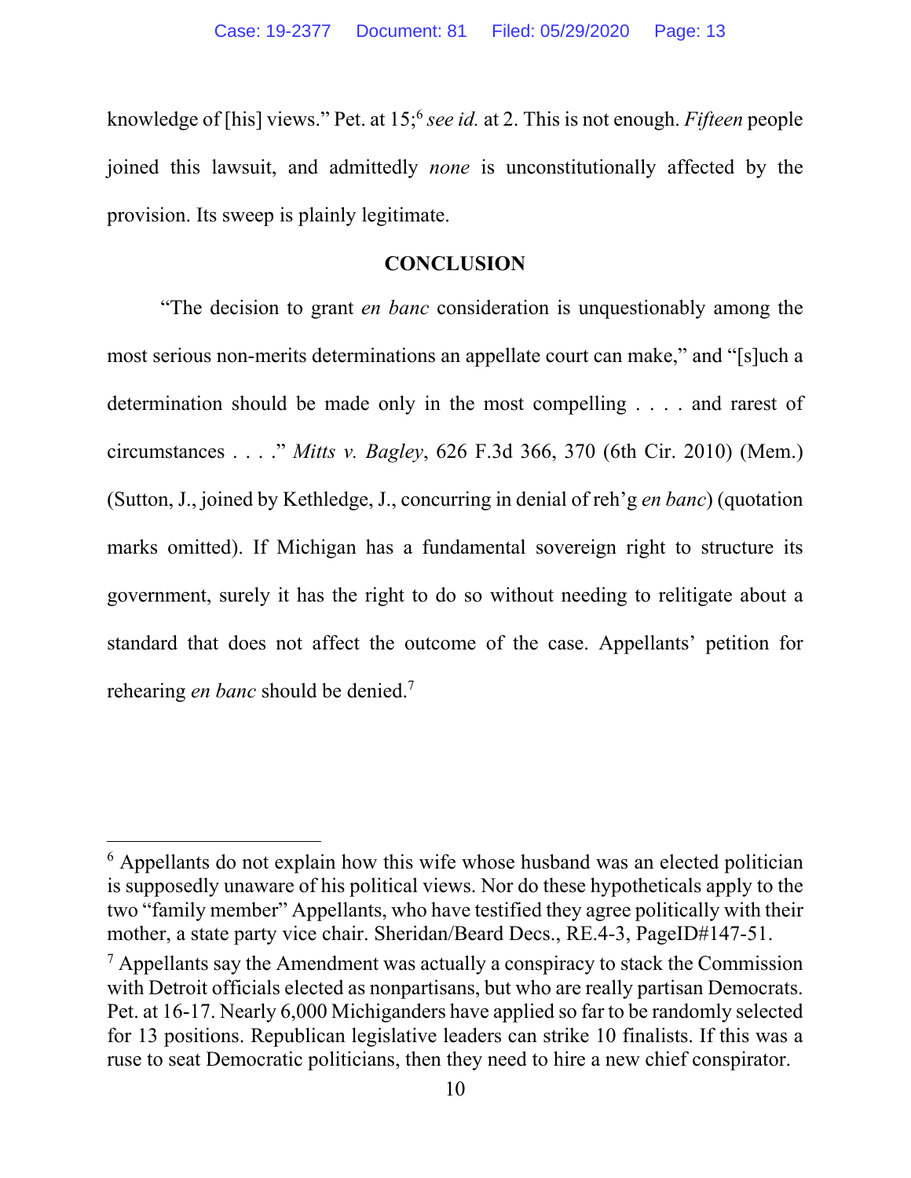knowledge of [his] views." Pet. at 15;[6] *see id.* at 2. This is not enough. *Fifteen* people joined this lawsuit, and admittedly *none* is unconstitutionally affected by the provision. Its sweep is plainly legitimate.

## CONCLUSION

"The decision to grant *en banc* consideration is unquestionably among the most serious non-merits determinations an appellate court can make," and "[s]uch a determination should be made only in the most compelling . . . . and rarest of circumstances . . . ." *Mitts v. Bagley*, 626 F.3d 366, 370 (6th Cir. 2010) (Mem.) (Sutton, J., joined by Kethledge, J., concurring in denial of reh'g *en banc*) (quotation marks omitted). If Michigan has a fundamental sovereign right to structure its government, surely it has the right to do so without needing to relitigate about a standard that does not affect the outcome of the case. Appellants' petition for rehearing *en banc* should be denied.[7]

---

[6] Appellants do not explain how this wife whose husband was an elected politician is supposedly unaware of his political views. Nor do these hypotheticals apply to the two "family member" Appellants, who have testified they agree politically with their mother, a state party vice chair. Sheridan/Beard Decs., RE.4-3, PageID#147-51.

[7] Appellants say the Amendment was actually a conspiracy to stack the Commission with Detroit officials elected as nonpartisans, but who are really partisan Democrats. Pet. at 16-17. Nearly 6,000 Michiganders have applied so far to be randomly selected for 13 positions. Republican legislative leaders can strike 10 finalists. If this was a ruse to seat Democratic politicians, then they need to hire a new chief conspirator.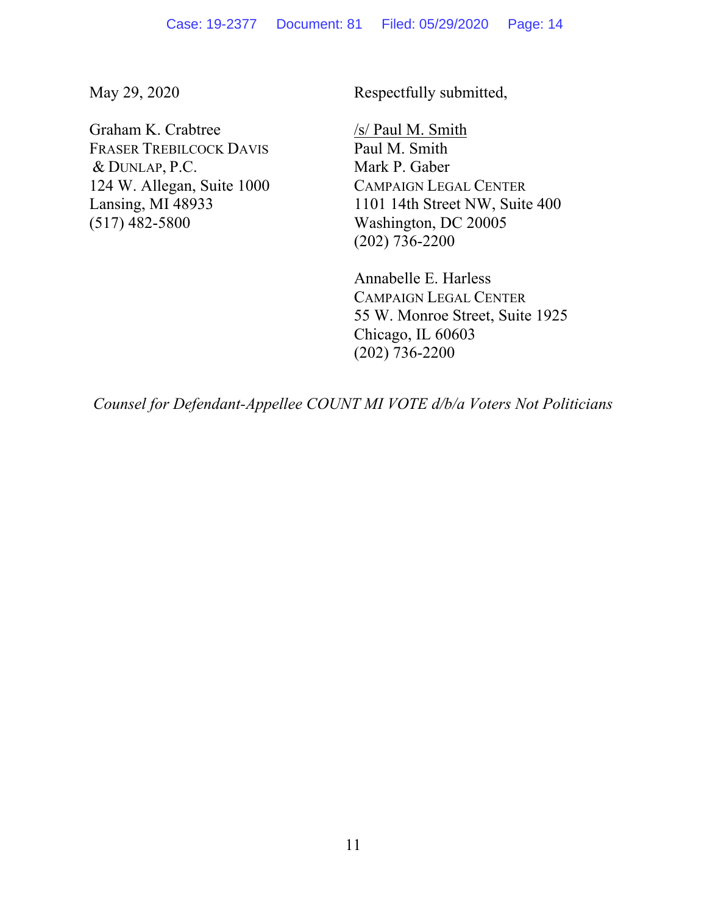May 29, 2020

Respectfully submitted,

/s/ Paul M. Smith
Paul M. Smith
Mark P. Gaber
CAMPAIGN LEGAL CENTER
1101 14th Street NW, Suite 400
Washington, DC 20005
(202) 736-2200

Annabelle E. Harless
CAMPAIGN LEGAL CENTER
55 W. Monroe Street, Suite 1925
Chicago, IL 60603
(202) 736-2200

Graham K. Crabtree
FRASER TREBILCOCK DAVIS & DUNLAP, P.C.
124 W. Allegan, Suite 1000
Lansing, MI 48933
(517) 482-5800

*Counsel for Defendant-Appellee COUNT MI VOTE d/b/a Voters Not Politicians*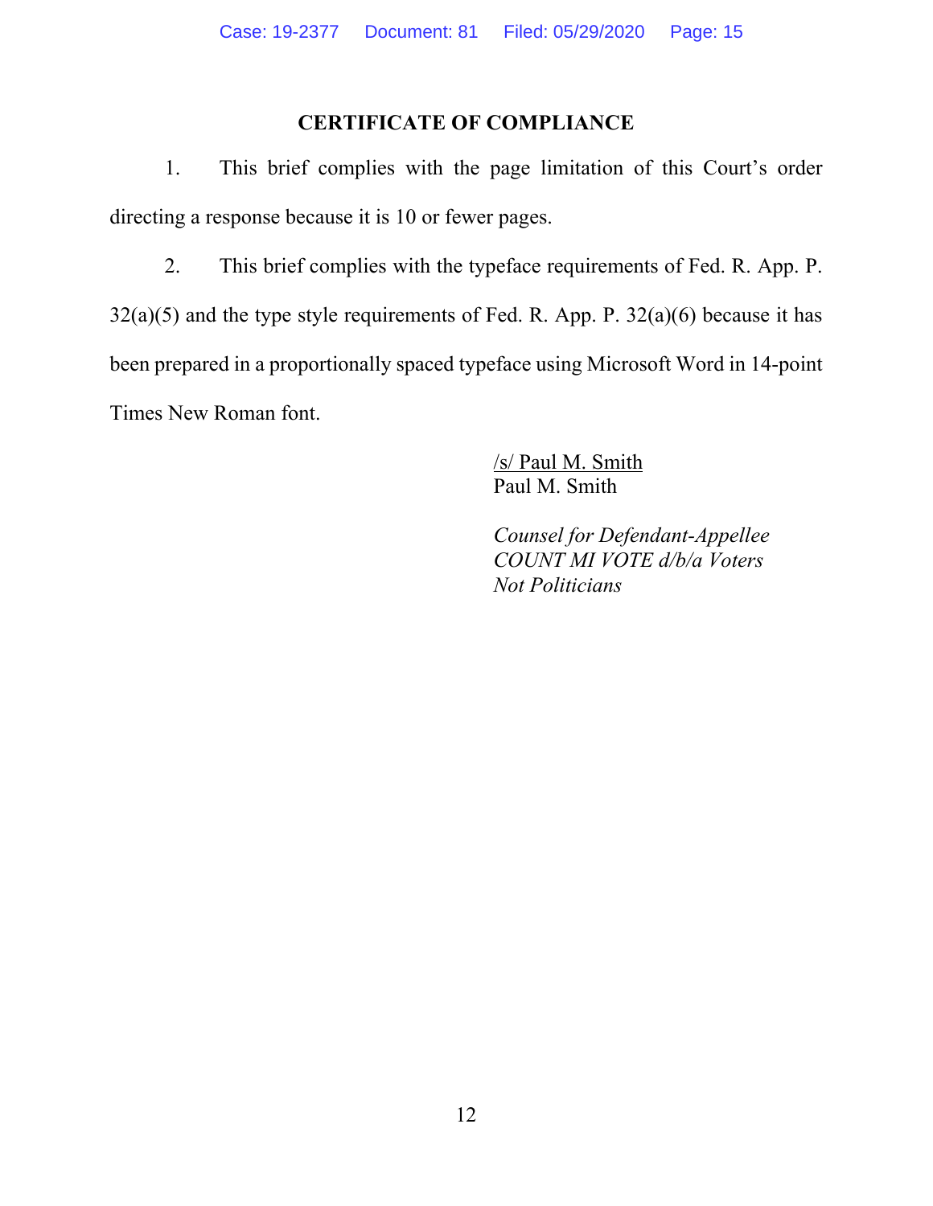## CERTIFICATE OF COMPLIANCE

1. This brief complies with the page limitation of this Court's order directing a response because it is 10 or fewer pages.

2. This brief complies with the typeface requirements of Fed. R. App. P. 32(a)(5) and the type style requirements of Fed. R. App. P. 32(a)(6) because it has been prepared in a proportionally spaced typeface using Microsoft Word in 14-point Times New Roman font.

/s/ Paul M. Smith
Paul M. Smith

*Counsel for Defendant-Appellee COUNT MI VOTE d/b/a Voters Not Politicians*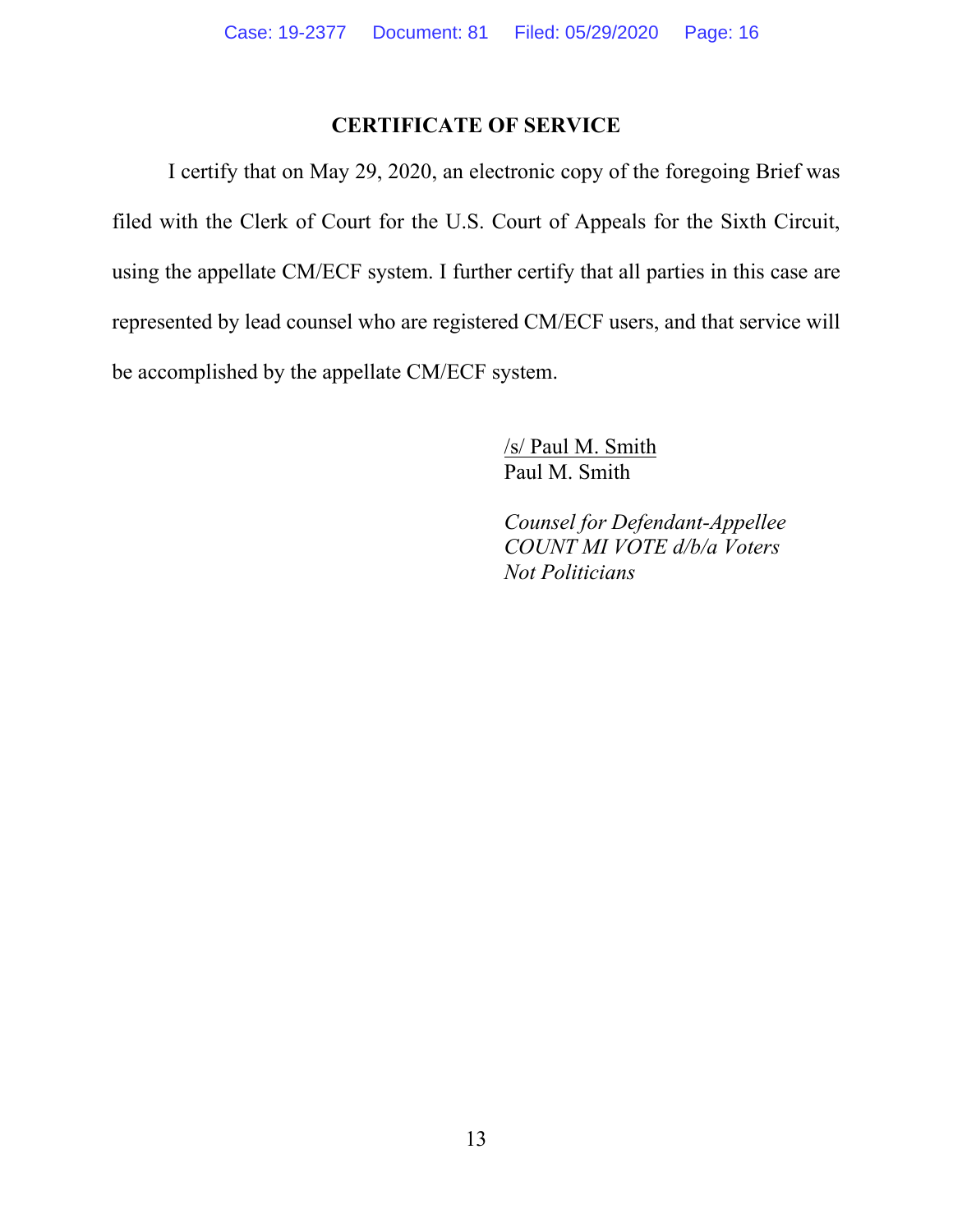## CERTIFICATE OF SERVICE

I certify that on May 29, 2020, an electronic copy of the foregoing Brief was filed with the Clerk of Court for the U.S. Court of Appeals for the Sixth Circuit, using the appellate CM/ECF system. I further certify that all parties in this case are represented by lead counsel who are registered CM/ECF users, and that service will be accomplished by the appellate CM/ECF system.

/s/ Paul M. Smith
Paul M. Smith

*Counsel for Defendant-Appellee COUNT MI VOTE d/b/a Voters Not Politicians*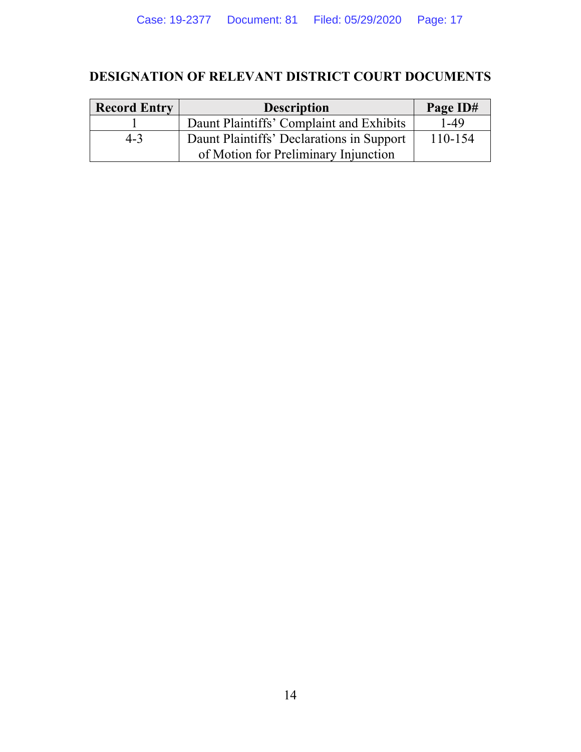## DESIGNATION OF RELEVANT DISTRICT COURT DOCUMENTS

| Record Entry | Description | Page ID# |
|---|---|---|
| 1 | Daunt Plaintiffs' Complaint and Exhibits | 1-49 |
| 4-3 | Daunt Plaintiffs' Declarations in Support of Motion for Preliminary Injunction | 110-154 |